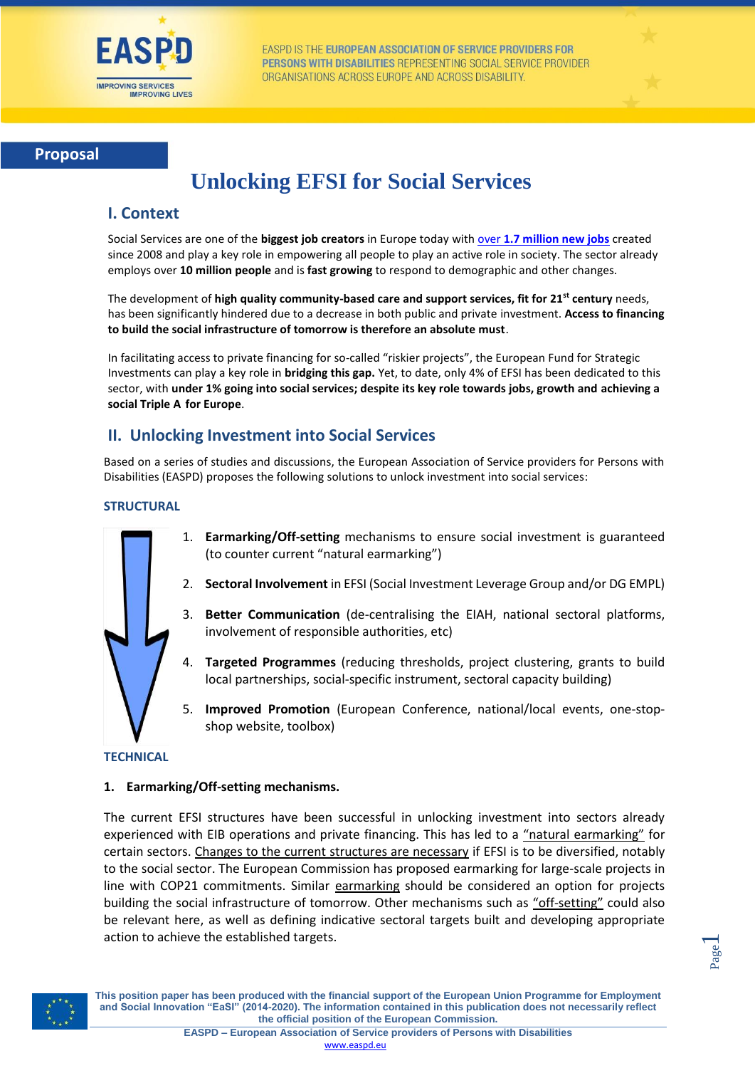EASPD IS THE **EUROPEAN ASSOCIATION OF SERVICE PROVIDERS FOR PERSONS WITH DISABILITIES** REPRESENTING SOCIAL SERVICE PROVIDER ORGANISATIONS ACROSS EUROPE AND ACROSS DISABILITY.

**Proposal**

# Unlocking EFSI for Social Services

## I. Context

Social Services are one of the **biggest job creators** in Europe today with over **1.7 million new jobs** created since 2008 and play a key role in empowering all people to play an active role in society. The sector already employs over **10 million people** and is **fast growing** to respond to demographic and other changes.

The development of **high quality community-based care and support services, fit for 21st century** needs, has been significantly hindered due to a decrease in both public and private investment. **Access to financing to build the social infrastructure of tomorrow is therefore an absolute must**.

In facilitating access to private financing for so-called "riskier projects", the European Fund for Strategic Investments can play a key role in **bridging this gap.** Yet, to date, only 4% of EFSI has been dedicated to this sector, with **under 1% going into social services; despite its key role towards jobs, growth and achieving a social Triple A for Europe**.

## II. Unlocking Investment into Social Services

Based on a series of studies and discussions, the European Association of Service providers for Persons with Disabilities (EASPD) proposes the following solutions to unlock investment into social services:

**STRUCTURAL**

1. **Earmarking/Off-setting** mechanisms to ensure social investment is guaranteed (to counter current "natural earmarking")
2. **Sectoral Involvement** in EFSI (Social Investment Leverage Group and/or DG EMPL)
3. **Better Communication** (de-centralising the EIAH, national sectoral platforms, involvement of responsible authorities, etc)
4. **Targeted Programmes** (reducing thresholds, project clustering, grants to build local partnerships, social-specific instrument, sectoral capacity building)
5. **Improved Promotion** (European Conference, national/local events, one-stop-shop website, toolbox)

**TECHNICAL**

**1. Earmarking/Off-setting mechanisms.**

The current EFSI structures have been successful in unlocking investment into sectors already experienced with EIB operations and private financing. This has led to a "natural earmarking" for certain sectors. Changes to the current structures are necessary if EFSI is to be diversified, notably to the social sector. The European Commission has proposed earmarking for large-scale projects in line with COP21 commitments. Similar earmarking should be considered an option for projects building the social infrastructure of tomorrow. Other mechanisms such as "off-setting" could also be relevant here, as well as defining indicative sectoral targets built and developing appropriate action to achieve the established targets.

**This position paper has been produced with the financial support of the European Union Programme for Employment and Social Innovation "EaSI" (2014-2020). The information contained in this publication does not necessarily reflect the official position of the European Commission.**

**EASPD – European Association of Service providers of Persons with Disabilities**
www.easpd.eu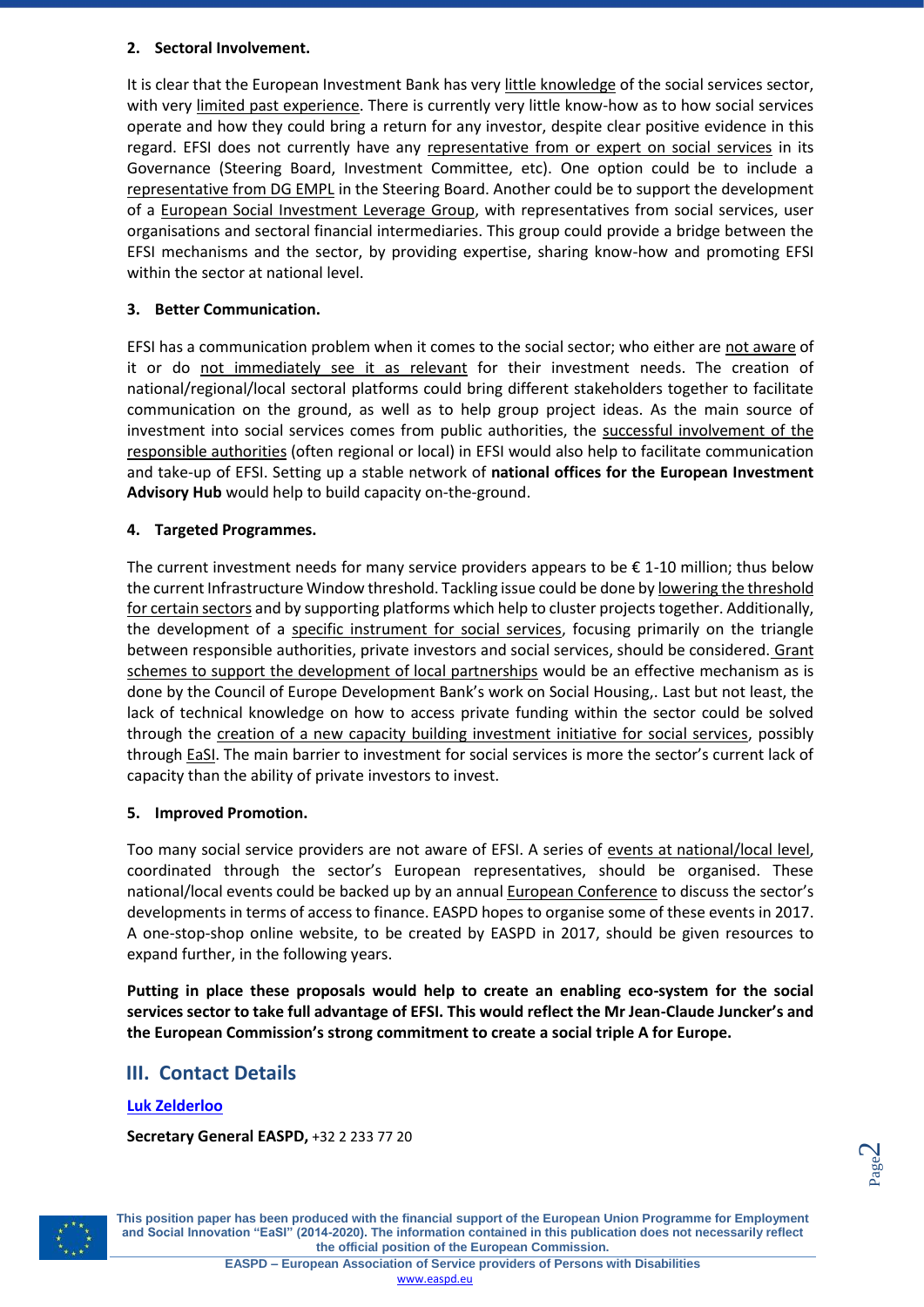**2. Sectoral Involvement.**

It is clear that the European Investment Bank has very little knowledge of the social services sector, with very limited past experience. There is currently very little know-how as to how social services operate and how they could bring a return for any investor, despite clear positive evidence in this regard. EFSI does not currently have any representative from or expert on social services in its Governance (Steering Board, Investment Committee, etc). One option could be to include a representative from DG EMPL in the Steering Board. Another could be to support the development of a European Social Investment Leverage Group, with representatives from social services, user organisations and sectoral financial intermediaries. This group could provide a bridge between the EFSI mechanisms and the sector, by providing expertise, sharing know-how and promoting EFSI within the sector at national level.

**3. Better Communication.**

EFSI has a communication problem when it comes to the social sector; who either are not aware of it or do not immediately see it as relevant for their investment needs. The creation of national/regional/local sectoral platforms could bring different stakeholders together to facilitate communication on the ground, as well as to help group project ideas. As the main source of investment into social services comes from public authorities, the successful involvement of the responsible authorities (often regional or local) in EFSI would also help to facilitate communication and take-up of EFSI. Setting up a stable network of **national offices for the European Investment Advisory Hub** would help to build capacity on-the-ground.

**4. Targeted Programmes.**

The current investment needs for many service providers appears to be € 1-10 million; thus below the current Infrastructure Window threshold. Tackling issue could be done by lowering the threshold for certain sectors and by supporting platforms which help to cluster projects together. Additionally, the development of a specific instrument for social services, focusing primarily on the triangle between responsible authorities, private investors and social services, should be considered. Grant schemes to support the development of local partnerships would be an effective mechanism as is done by the Council of Europe Development Bank's work on Social Housing,. Last but not least, the lack of technical knowledge on how to access private funding within the sector could be solved through the creation of a new capacity building investment initiative for social services, possibly through EaSI. The main barrier to investment for social services is more the sector's current lack of capacity than the ability of private investors to invest.

**5. Improved Promotion.**

Too many social service providers are not aware of EFSI. A series of events at national/local level, coordinated through the sector's European representatives, should be organised. These national/local events could be backed up by an annual European Conference to discuss the sector's developments in terms of access to finance. EASPD hopes to organise some of these events in 2017. A one-stop-shop online website, to be created by EASPD in 2017, should be given resources to expand further, in the following years.

**Putting in place these proposals would help to create an enabling eco-system for the social services sector to take full advantage of EFSI. This would reflect the Mr Jean-Claude Juncker's and the European Commission's strong commitment to create a social triple A for Europe.**

## III. Contact Details

**Luk Zelderloo**

**Secretary General EASPD,** +32 2 233 77 20

**This position paper has been produced with the financial support of the European Union Programme for Employment and Social Innovation "EaSI" (2014-2020). The information contained in this publication does not necessarily reflect the official position of the European Commission.**

**EASPD – European Association of Service providers of Persons with Disabilities**

www.easpd.eu